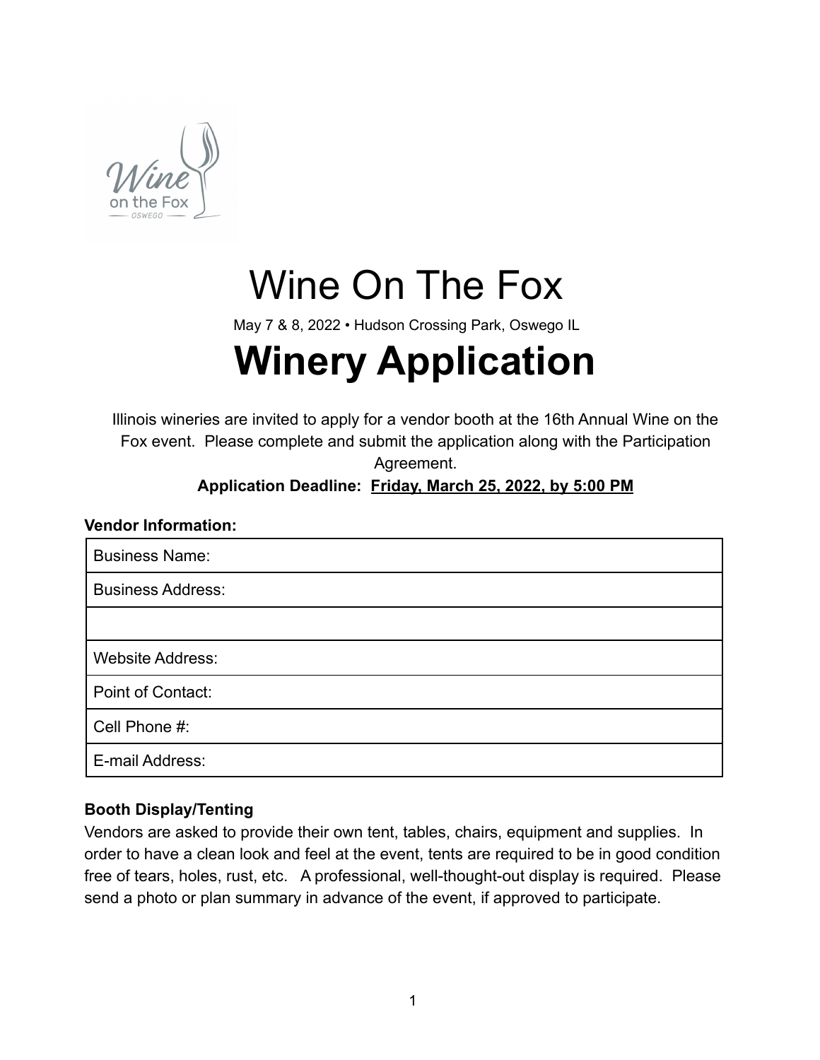# Wine On The Fox

May 7 & 8, 2022 • Hudson Crossing Park, Oswego IL

# Winery Application

Illinois wineries are invited to apply for a vendor booth at the 16th Annual Wine on the Fox event. Please complete and submit the application along with the Participation Agreement.

**Application Deadline: Friday, March 25, 2022, by 5:00 PM**

**Vendor Information:**

| Business Name: |
|---|
| Business Address: |
| |
| Website Address: |
| Point of Contact: |
| Cell Phone #: |
| E-mail Address: |

### Booth Display/Tenting

Vendors are asked to provide their own tent, tables, chairs, equipment and supplies. In order to have a clean look and feel at the event, tents are required to be in good condition free of tears, holes, rust, etc. A professional, well-thought-out display is required. Please send a photo or plan summary in advance of the event, if approved to participate.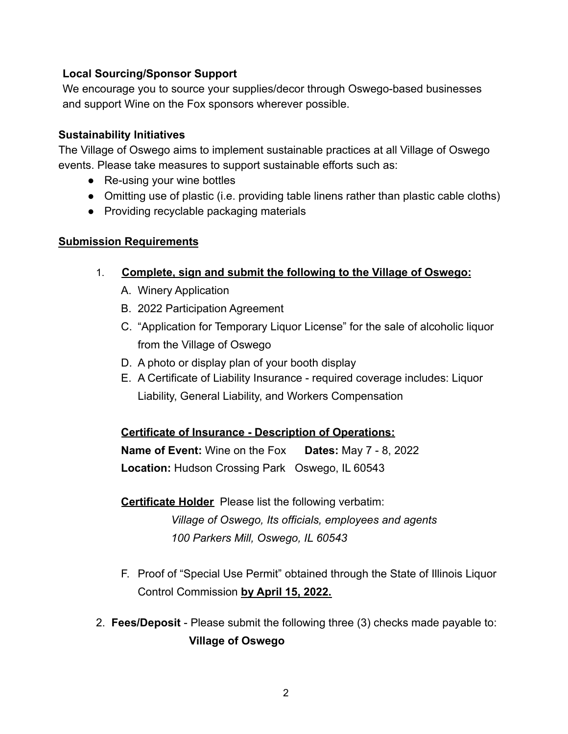**Local Sourcing/Sponsor Support**
We encourage you to source your supplies/decor through Oswego-based businesses and support Wine on the Fox sponsors wherever possible.

**Sustainability Initiatives**
The Village of Oswego aims to implement sustainable practices at all Village of Oswego events. Please take measures to support sustainable efforts such as:

- Re-using your wine bottles
- Omitting use of plastic (i.e. providing table linens rather than plastic cable cloths)
- Providing recyclable packaging materials

**<u>Submission Requirements</u>**

1. **<u>Complete, sign and submit the following to the Village of Oswego:</u>**
   A. Winery Application
   B. 2022 Participation Agreement
   C. "Application for Temporary Liquor License" for the sale of alcoholic liquor from the Village of Oswego
   D. A photo or display plan of your booth display
   E. A Certificate of Liability Insurance - required coverage includes: Liquor Liability, General Liability, and Workers Compensation

   **<u>Certificate of Insurance - Description of Operations:</u>**
   **Name of Event:** Wine on the Fox  **Dates:** May 7 - 8, 2022
   **Location:** Hudson Crossing Park  Oswego, IL 60543

   **<u>Certificate Holder</u>** Please list the following verbatim:
   *Village of Oswego, Its officials, employees and agents*
   *100 Parkers Mill, Oswego, IL 60543*

   F. Proof of "Special Use Permit" obtained through the State of Illinois Liquor Control Commission **<u>by April 15, 2022.</u>**

2. **Fees/Deposit** - Please submit the following three (3) checks made payable to:
   **Village of Oswego**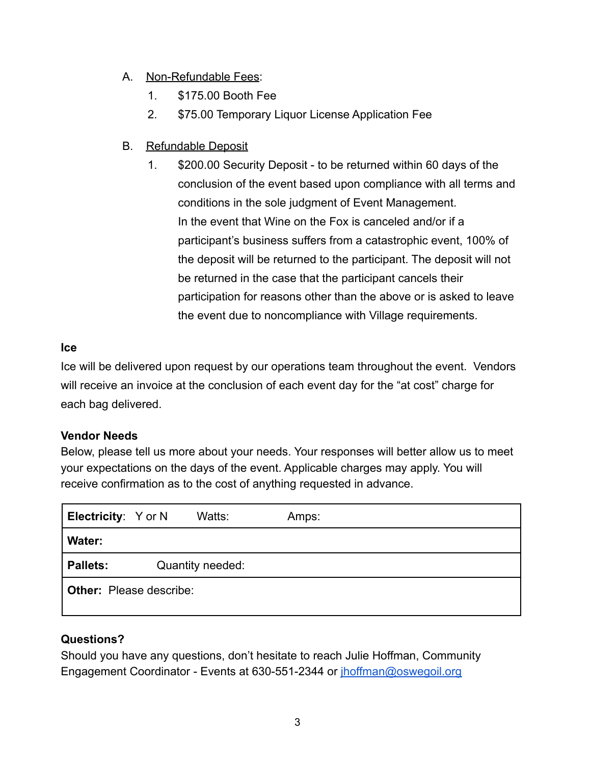A. Non-Refundable Fees:
   1. $175.00 Booth Fee
   2. $75.00 Temporary Liquor License Application Fee

B. Refundable Deposit
   1. $200.00 Security Deposit - to be returned within 60 days of the conclusion of the event based upon compliance with all terms and conditions in the sole judgment of Event Management.
      In the event that Wine on the Fox is canceled and/or if a participant's business suffers from a catastrophic event, 100% of the deposit will be returned to the participant. The deposit will not be returned in the case that the participant cancels their participation for reasons other than the above or is asked to leave the event due to noncompliance with Village requirements.

**Ice**

Ice will be delivered upon request by our operations team throughout the event. Vendors will receive an invoice at the conclusion of each event day for the "at cost" charge for each bag delivered.

**Vendor Needs**

Below, please tell us more about your needs. Your responses will better allow us to meet your expectations on the days of the event. Applicable charges may apply. You will receive confirmation as to the cost of anything requested in advance.

| | |
|---|---|
| **Electricity**: Y or N | Watts: Amps: |
| **Water:** | |
| **Pallets:** | Quantity needed: |
| **Other:** Please describe: | |

**Questions?**

Should you have any questions, don't hesitate to reach Julie Hoffman, Community Engagement Coordinator - Events at 630-551-2344 or jhoffman@oswegoil.org